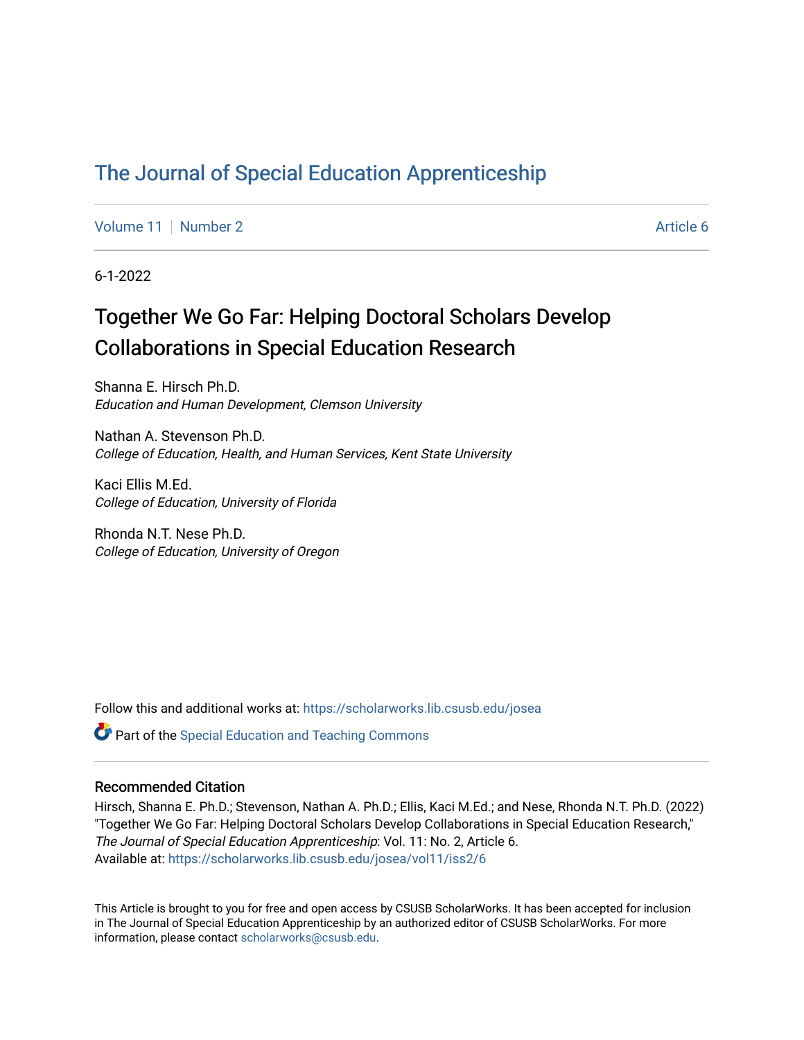# The Journal of Special Education Apprenticeship

Volume 11 | Number 2 | Article 6

6-1-2022

## Together We Go Far: Helping Doctoral Scholars Develop Collaborations in Special Education Research

Shanna E. Hirsch Ph.D.
*Education and Human Development, Clemson University*

Nathan A. Stevenson Ph.D.
*College of Education, Health, and Human Services, Kent State University*

Kaci Ellis M.Ed.
*College of Education, University of Florida*

Rhonda N.T. Nese Ph.D.
*College of Education, University of Oregon*

Follow this and additional works at: https://scholarworks.lib.csusb.edu/josea

Part of the Special Education and Teaching Commons

### Recommended Citation

Hirsch, Shanna E. Ph.D.; Stevenson, Nathan A. Ph.D.; Ellis, Kaci M.Ed.; and Nese, Rhonda N.T. Ph.D. (2022) "Together We Go Far: Helping Doctoral Scholars Develop Collaborations in Special Education Research," *The Journal of Special Education Apprenticeship*: Vol. 11: No. 2, Article 6.
Available at: https://scholarworks.lib.csusb.edu/josea/vol11/iss2/6

This Article is brought to you for free and open access by CSUSB ScholarWorks. It has been accepted for inclusion in The Journal of Special Education Apprenticeship by an authorized editor of CSUSB ScholarWorks. For more information, please contact scholarworks@csusb.edu.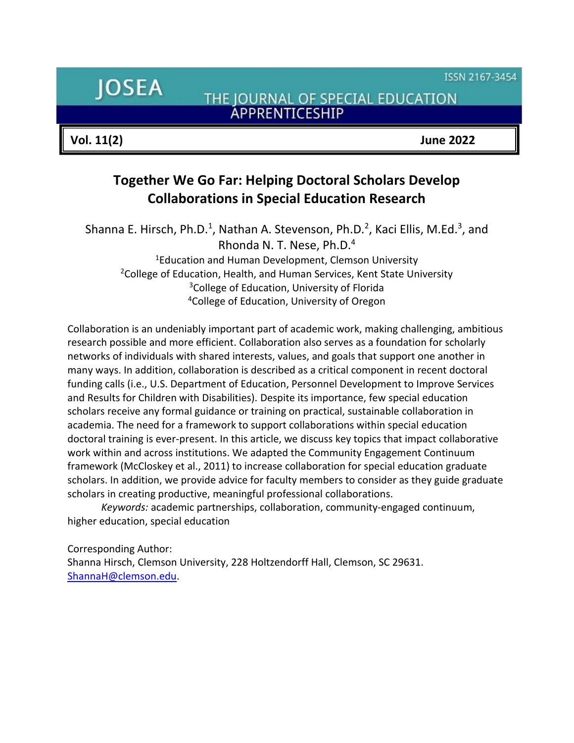# Together We Go Far: Helping Doctoral Scholars Develop Collaborations in Special Education Research

Shanna E. Hirsch, Ph.D.[1], Nathan A. Stevenson, Ph.D.[2], Kaci Ellis, M.Ed.[3], and Rhonda N. T. Nese, Ph.D.[4]

[1]Education and Human Development, Clemson University
[2]College of Education, Health, and Human Services, Kent State University
[3]College of Education, University of Florida
[4]College of Education, University of Oregon

Collaboration is an undeniably important part of academic work, making challenging, ambitious research possible and more efficient. Collaboration also serves as a foundation for scholarly networks of individuals with shared interests, values, and goals that support one another in many ways. In addition, collaboration is described as a critical component in recent doctoral funding calls (i.e., U.S. Department of Education, Personnel Development to Improve Services and Results for Children with Disabilities). Despite its importance, few special education scholars receive any formal guidance or training on practical, sustainable collaboration in academia. The need for a framework to support collaborations within special education doctoral training is ever-present. In this article, we discuss key topics that impact collaborative work within and across institutions. We adapted the Community Engagement Continuum framework (McCloskey et al., 2011) to increase collaboration for special education graduate scholars. In addition, we provide advice for faculty members to consider as they guide graduate scholars in creating productive, meaningful professional collaborations.

*Keywords:* academic partnerships, collaboration, community-engaged continuum, higher education, special education

Corresponding Author:
Shanna Hirsch, Clemson University, 228 Holtzendorff Hall, Clemson, SC 29631. ShannaH@clemson.edu.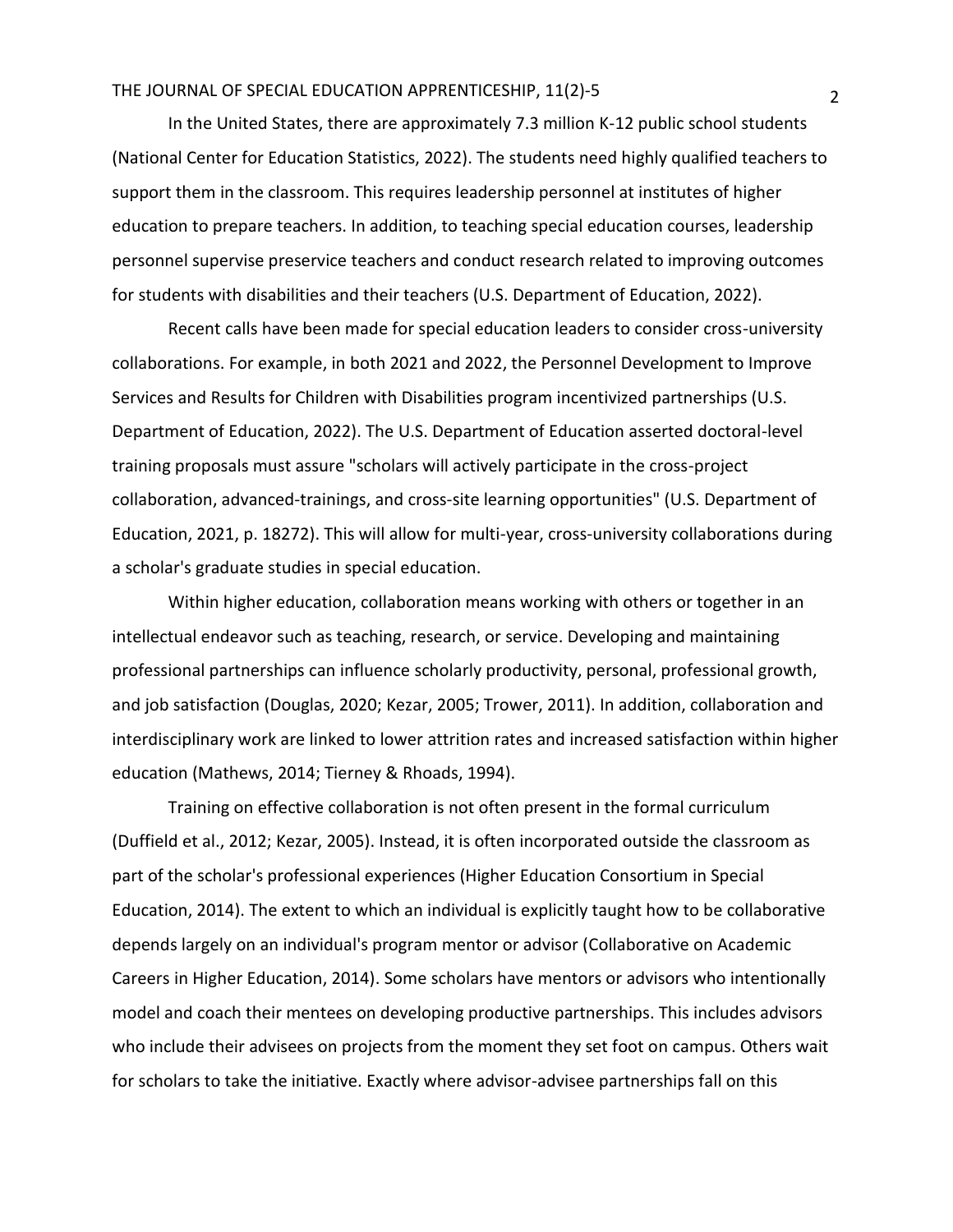In the United States, there are approximately 7.3 million K-12 public school students (National Center for Education Statistics, 2022). The students need highly qualified teachers to support them in the classroom. This requires leadership personnel at institutes of higher education to prepare teachers. In addition, to teaching special education courses, leadership personnel supervise preservice teachers and conduct research related to improving outcomes for students with disabilities and their teachers (U.S. Department of Education, 2022).

Recent calls have been made for special education leaders to consider cross-university collaborations. For example, in both 2021 and 2022, the Personnel Development to Improve Services and Results for Children with Disabilities program incentivized partnerships (U.S. Department of Education, 2022). The U.S. Department of Education asserted doctoral-level training proposals must assure "scholars will actively participate in the cross-project collaboration, advanced-trainings, and cross-site learning opportunities" (U.S. Department of Education, 2021, p. 18272). This will allow for multi-year, cross-university collaborations during a scholar's graduate studies in special education.

Within higher education, collaboration means working with others or together in an intellectual endeavor such as teaching, research, or service. Developing and maintaining professional partnerships can influence scholarly productivity, personal, professional growth, and job satisfaction (Douglas, 2020; Kezar, 2005; Trower, 2011). In addition, collaboration and interdisciplinary work are linked to lower attrition rates and increased satisfaction within higher education (Mathews, 2014; Tierney & Rhoads, 1994).

Training on effective collaboration is not often present in the formal curriculum (Duffield et al., 2012; Kezar, 2005). Instead, it is often incorporated outside the classroom as part of the scholar's professional experiences (Higher Education Consortium in Special Education, 2014). The extent to which an individual is explicitly taught how to be collaborative depends largely on an individual's program mentor or advisor (Collaborative on Academic Careers in Higher Education, 2014). Some scholars have mentors or advisors who intentionally model and coach their mentees on developing productive partnerships. This includes advisors who include their advisees on projects from the moment they set foot on campus. Others wait for scholars to take the initiative. Exactly where advisor-advisee partnerships fall on this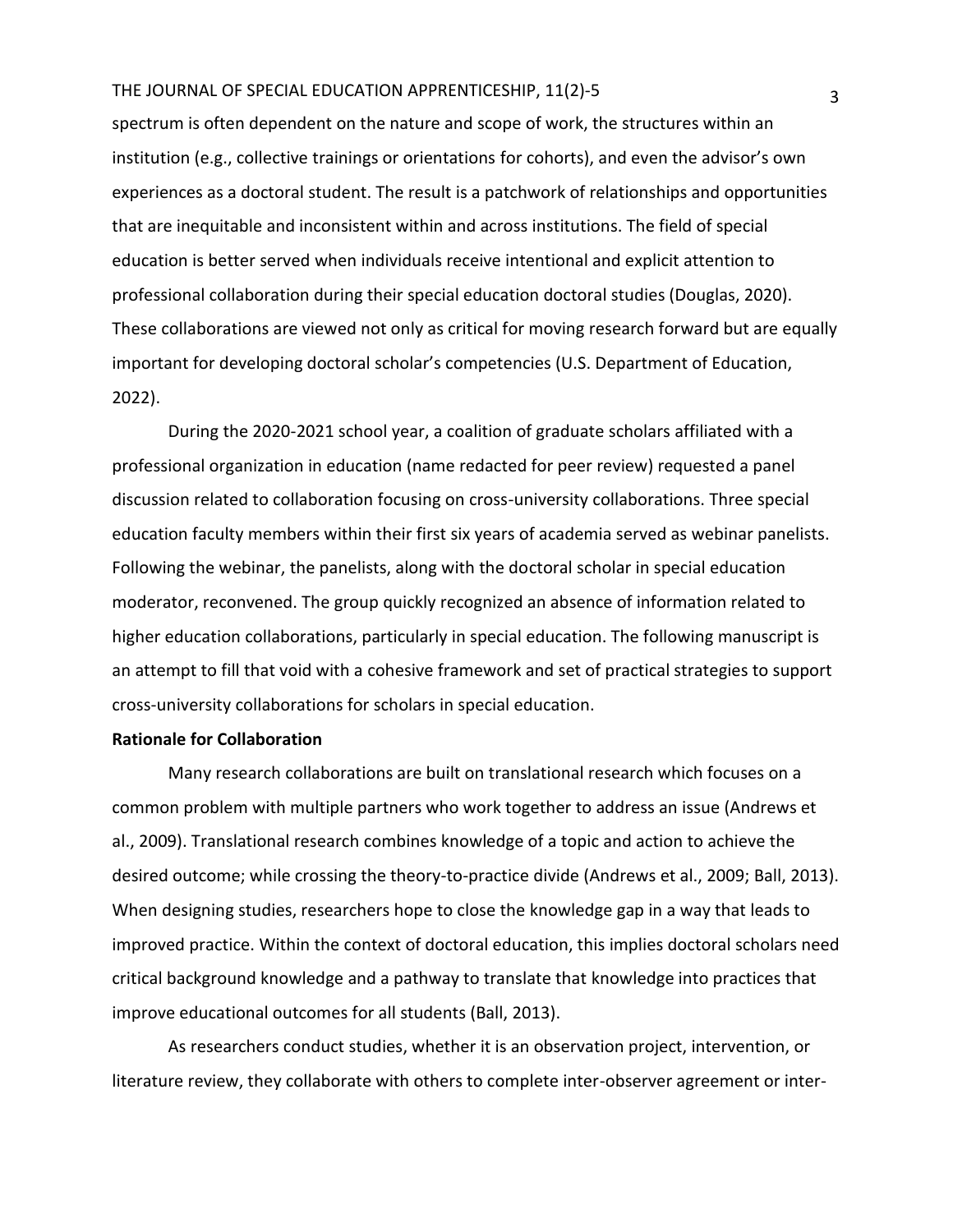spectrum is often dependent on the nature and scope of work, the structures within an institution (e.g., collective trainings or orientations for cohorts), and even the advisor's own experiences as a doctoral student. The result is a patchwork of relationships and opportunities that are inequitable and inconsistent within and across institutions. The field of special education is better served when individuals receive intentional and explicit attention to professional collaboration during their special education doctoral studies (Douglas, 2020). These collaborations are viewed not only as critical for moving research forward but are equally important for developing doctoral scholar's competencies (U.S. Department of Education, 2022).

During the 2020-2021 school year, a coalition of graduate scholars affiliated with a professional organization in education (name redacted for peer review) requested a panel discussion related to collaboration focusing on cross-university collaborations. Three special education faculty members within their first six years of academia served as webinar panelists. Following the webinar, the panelists, along with the doctoral scholar in special education moderator, reconvened. The group quickly recognized an absence of information related to higher education collaborations, particularly in special education. The following manuscript is an attempt to fill that void with a cohesive framework and set of practical strategies to support cross-university collaborations for scholars in special education.

## Rationale for Collaboration

Many research collaborations are built on translational research which focuses on a common problem with multiple partners who work together to address an issue (Andrews et al., 2009). Translational research combines knowledge of a topic and action to achieve the desired outcome; while crossing the theory-to-practice divide (Andrews et al., 2009; Ball, 2013). When designing studies, researchers hope to close the knowledge gap in a way that leads to improved practice. Within the context of doctoral education, this implies doctoral scholars need critical background knowledge and a pathway to translate that knowledge into practices that improve educational outcomes for all students (Ball, 2013).

As researchers conduct studies, whether it is an observation project, intervention, or literature review, they collaborate with others to complete inter-observer agreement or inter-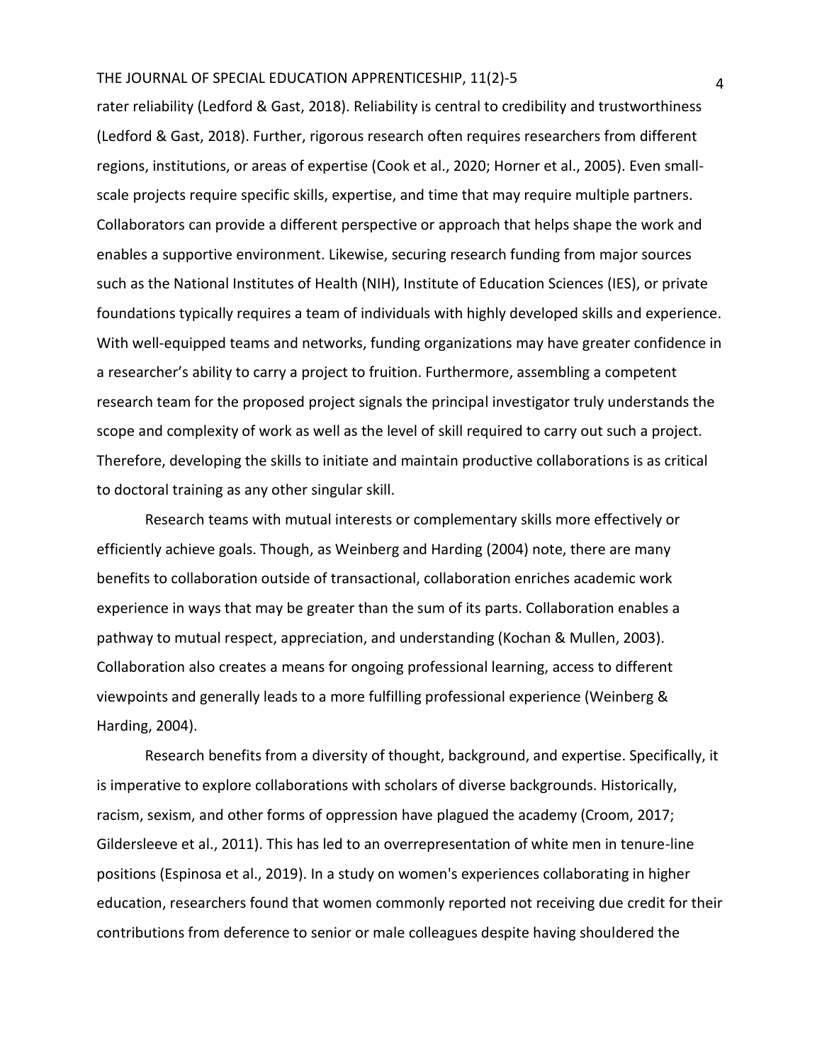rater reliability (Ledford & Gast, 2018). Reliability is central to credibility and trustworthiness (Ledford & Gast, 2018). Further, rigorous research often requires researchers from different regions, institutions, or areas of expertise (Cook et al., 2020; Horner et al., 2005). Even small-scale projects require specific skills, expertise, and time that may require multiple partners. Collaborators can provide a different perspective or approach that helps shape the work and enables a supportive environment. Likewise, securing research funding from major sources such as the National Institutes of Health (NIH), Institute of Education Sciences (IES), or private foundations typically requires a team of individuals with highly developed skills and experience. With well-equipped teams and networks, funding organizations may have greater confidence in a researcher's ability to carry a project to fruition. Furthermore, assembling a competent research team for the proposed project signals the principal investigator truly understands the scope and complexity of work as well as the level of skill required to carry out such a project. Therefore, developing the skills to initiate and maintain productive collaborations is as critical to doctoral training as any other singular skill.

Research teams with mutual interests or complementary skills more effectively or efficiently achieve goals. Though, as Weinberg and Harding (2004) note, there are many benefits to collaboration outside of transactional, collaboration enriches academic work experience in ways that may be greater than the sum of its parts. Collaboration enables a pathway to mutual respect, appreciation, and understanding (Kochan & Mullen, 2003). Collaboration also creates a means for ongoing professional learning, access to different viewpoints and generally leads to a more fulfilling professional experience (Weinberg & Harding, 2004).

Research benefits from a diversity of thought, background, and expertise. Specifically, it is imperative to explore collaborations with scholars of diverse backgrounds. Historically, racism, sexism, and other forms of oppression have plagued the academy (Croom, 2017; Gildersleeve et al., 2011). This has led to an overrepresentation of white men in tenure-line positions (Espinosa et al., 2019). In a study on women's experiences collaborating in higher education, researchers found that women commonly reported not receiving due credit for their contributions from deference to senior or male colleagues despite having shouldered the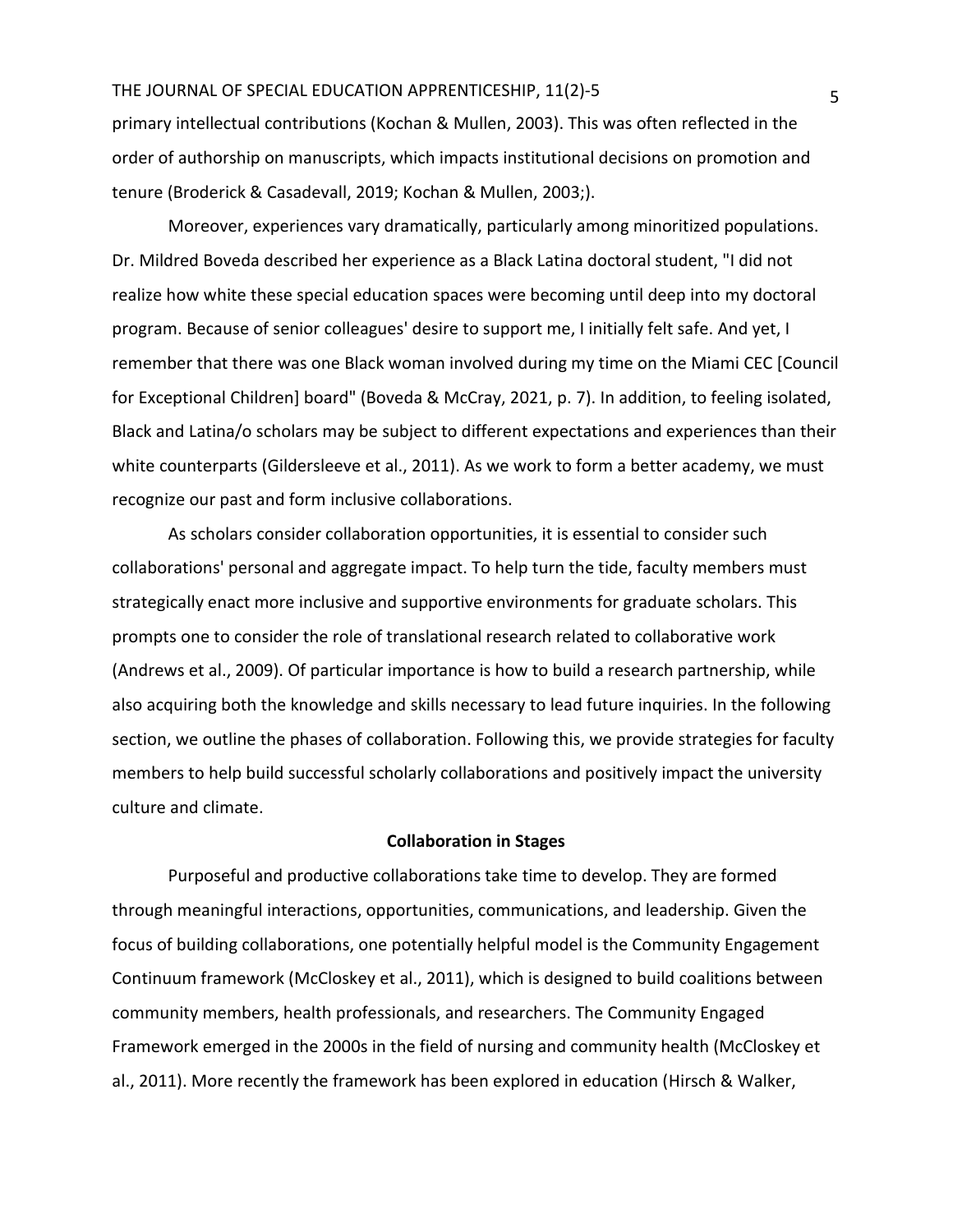primary intellectual contributions (Kochan & Mullen, 2003). This was often reflected in the order of authorship on manuscripts, which impacts institutional decisions on promotion and tenure (Broderick & Casadevall, 2019; Kochan & Mullen, 2003;).

Moreover, experiences vary dramatically, particularly among minoritized populations. Dr. Mildred Boveda described her experience as a Black Latina doctoral student, "I did not realize how white these special education spaces were becoming until deep into my doctoral program. Because of senior colleagues' desire to support me, I initially felt safe. And yet, I remember that there was one Black woman involved during my time on the Miami CEC [Council for Exceptional Children] board" (Boveda & McCray, 2021, p. 7). In addition, to feeling isolated, Black and Latina/o scholars may be subject to different expectations and experiences than their white counterparts (Gildersleeve et al., 2011). As we work to form a better academy, we must recognize our past and form inclusive collaborations.

As scholars consider collaboration opportunities, it is essential to consider such collaborations' personal and aggregate impact. To help turn the tide, faculty members must strategically enact more inclusive and supportive environments for graduate scholars. This prompts one to consider the role of translational research related to collaborative work (Andrews et al., 2009). Of particular importance is how to build a research partnership, while also acquiring both the knowledge and skills necessary to lead future inquiries. In the following section, we outline the phases of collaboration. Following this, we provide strategies for faculty members to help build successful scholarly collaborations and positively impact the university culture and climate.

## Collaboration in Stages

Purposeful and productive collaborations take time to develop. They are formed through meaningful interactions, opportunities, communications, and leadership. Given the focus of building collaborations, one potentially helpful model is the Community Engagement Continuum framework (McCloskey et al., 2011), which is designed to build coalitions between community members, health professionals, and researchers. The Community Engaged Framework emerged in the 2000s in the field of nursing and community health (McCloskey et al., 2011). More recently the framework has been explored in education (Hirsch & Walker,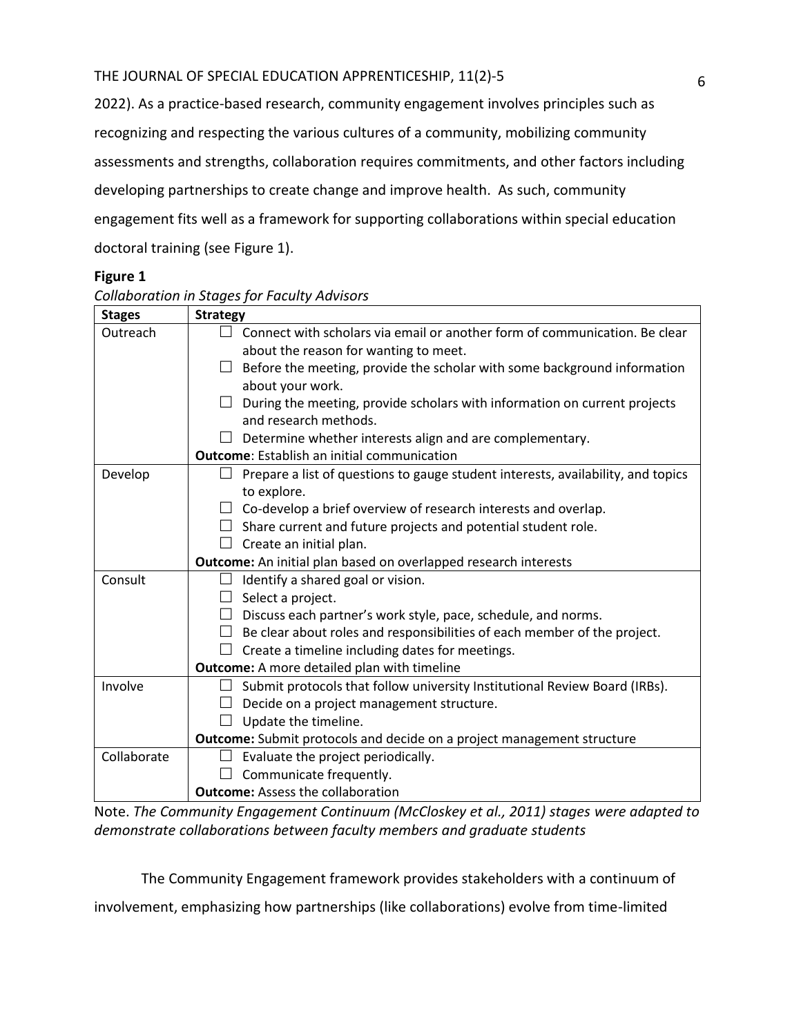2022). As a practice-based research, community engagement involves principles such as recognizing and respecting the various cultures of a community, mobilizing community assessments and strengths, collaboration requires commitments, and other factors including developing partnerships to create change and improve health. As such, community engagement fits well as a framework for supporting collaborations within special education doctoral training (see Figure 1).

**Figure 1**

*Collaboration in Stages for Faculty Advisors*

| Stages | Strategy |
| --- | --- |
| Outreach | ☐ Connect with scholars via email or another form of communication. Be clear about the reason for wanting to meet.<br>☐ Before the meeting, provide the scholar with some background information about your work.<br>☐ During the meeting, provide scholars with information on current projects and research methods.<br>☐ Determine whether interests align and are complementary.<br>**Outcome**: Establish an initial communication |
| Develop | ☐ Prepare a list of questions to gauge student interests, availability, and topics to explore.<br>☐ Co-develop a brief overview of research interests and overlap.<br>☐ Share current and future projects and potential student role.<br>☐ Create an initial plan.<br>**Outcome:** An initial plan based on overlapped research interests |
| Consult | ☐ Identify a shared goal or vision.<br>☐ Select a project.<br>☐ Discuss each partner's work style, pace, schedule, and norms.<br>☐ Be clear about roles and responsibilities of each member of the project.<br>☐ Create a timeline including dates for meetings.<br>**Outcome:** A more detailed plan with timeline |
| Involve | ☐ Submit protocols that follow university Institutional Review Board (IRBs).<br>☐ Decide on a project management structure.<br>☐ Update the timeline.<br>**Outcome:** Submit protocols and decide on a project management structure |
| Collaborate | ☐ Evaluate the project periodically.<br>☐ Communicate frequently.<br>**Outcome:** Assess the collaboration |

Note. *The Community Engagement Continuum (McCloskey et al., 2011) stages were adapted to demonstrate collaborations between faculty members and graduate students*

The Community Engagement framework provides stakeholders with a continuum of involvement, emphasizing how partnerships (like collaborations) evolve from time-limited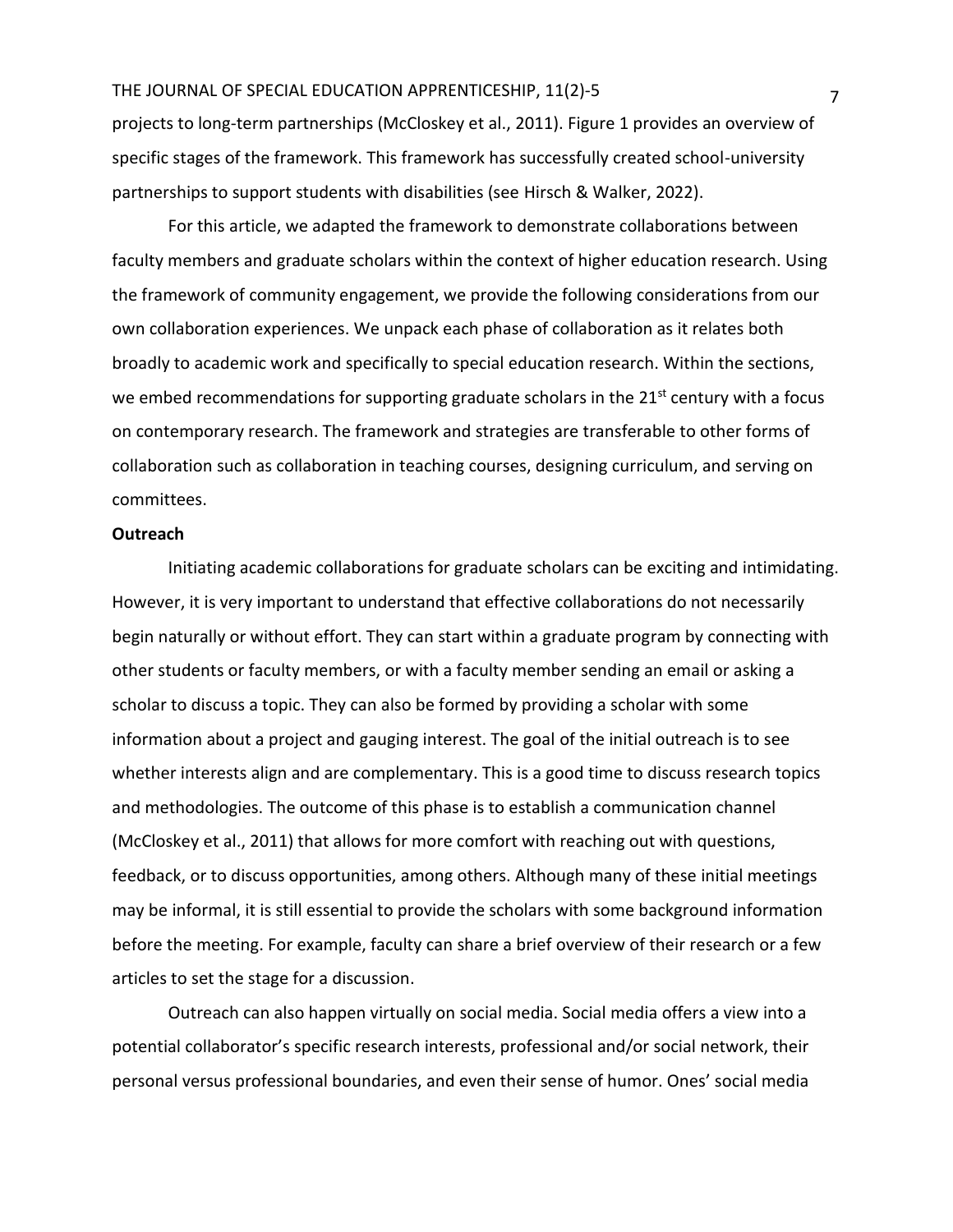projects to long-term partnerships (McCloskey et al., 2011). Figure 1 provides an overview of specific stages of the framework. This framework has successfully created school-university partnerships to support students with disabilities (see Hirsch & Walker, 2022).

For this article, we adapted the framework to demonstrate collaborations between faculty members and graduate scholars within the context of higher education research. Using the framework of community engagement, we provide the following considerations from our own collaboration experiences. We unpack each phase of collaboration as it relates both broadly to academic work and specifically to special education research. Within the sections, we embed recommendations for supporting graduate scholars in the 21st century with a focus on contemporary research. The framework and strategies are transferable to other forms of collaboration such as collaboration in teaching courses, designing curriculum, and serving on committees.

**Outreach**

Initiating academic collaborations for graduate scholars can be exciting and intimidating. However, it is very important to understand that effective collaborations do not necessarily begin naturally or without effort. They can start within a graduate program by connecting with other students or faculty members, or with a faculty member sending an email or asking a scholar to discuss a topic. They can also be formed by providing a scholar with some information about a project and gauging interest. The goal of the initial outreach is to see whether interests align and are complementary. This is a good time to discuss research topics and methodologies. The outcome of this phase is to establish a communication channel (McCloskey et al., 2011) that allows for more comfort with reaching out with questions, feedback, or to discuss opportunities, among others. Although many of these initial meetings may be informal, it is still essential to provide the scholars with some background information before the meeting. For example, faculty can share a brief overview of their research or a few articles to set the stage for a discussion.

Outreach can also happen virtually on social media. Social media offers a view into a potential collaborator's specific research interests, professional and/or social network, their personal versus professional boundaries, and even their sense of humor. Ones' social media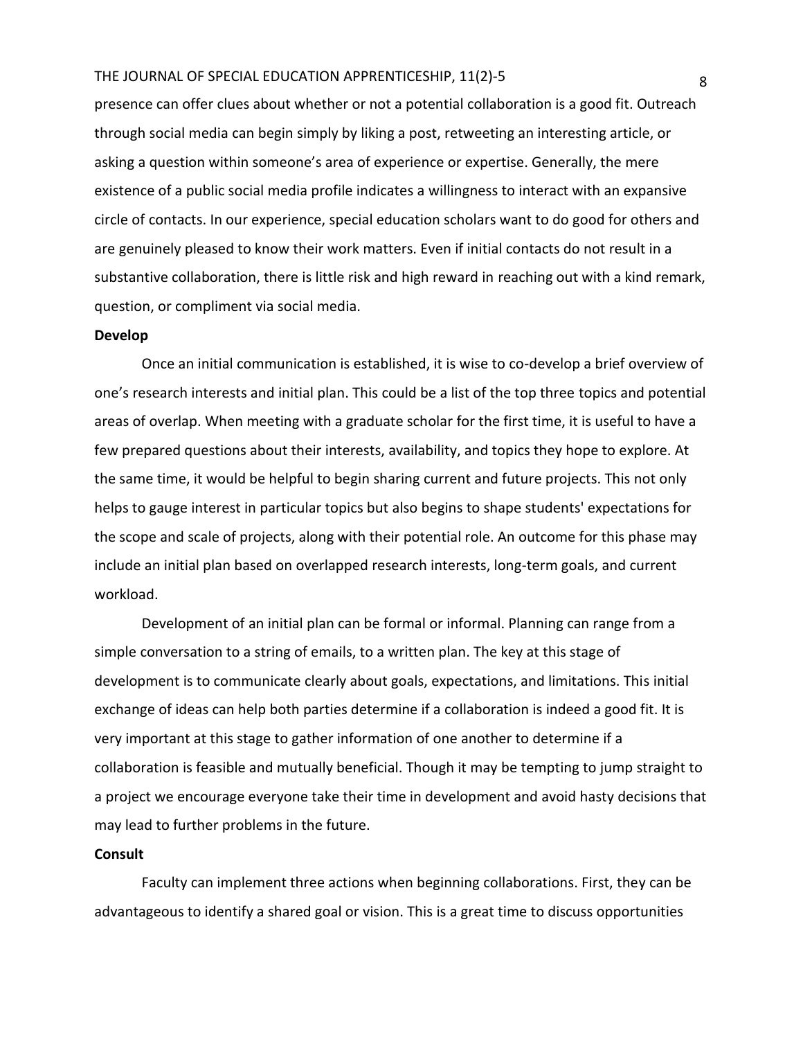presence can offer clues about whether or not a potential collaboration is a good fit. Outreach through social media can begin simply by liking a post, retweeting an interesting article, or asking a question within someone's area of experience or expertise. Generally, the mere existence of a public social media profile indicates a willingness to interact with an expansive circle of contacts. In our experience, special education scholars want to do good for others and are genuinely pleased to know their work matters. Even if initial contacts do not result in a substantive collaboration, there is little risk and high reward in reaching out with a kind remark, question, or compliment via social media.

**Develop**

Once an initial communication is established, it is wise to co-develop a brief overview of one's research interests and initial plan. This could be a list of the top three topics and potential areas of overlap. When meeting with a graduate scholar for the first time, it is useful to have a few prepared questions about their interests, availability, and topics they hope to explore. At the same time, it would be helpful to begin sharing current and future projects. This not only helps to gauge interest in particular topics but also begins to shape students' expectations for the scope and scale of projects, along with their potential role. An outcome for this phase may include an initial plan based on overlapped research interests, long-term goals, and current workload.

Development of an initial plan can be formal or informal. Planning can range from a simple conversation to a string of emails, to a written plan. The key at this stage of development is to communicate clearly about goals, expectations, and limitations. This initial exchange of ideas can help both parties determine if a collaboration is indeed a good fit. It is very important at this stage to gather information of one another to determine if a collaboration is feasible and mutually beneficial. Though it may be tempting to jump straight to a project we encourage everyone take their time in development and avoid hasty decisions that may lead to further problems in the future.

**Consult**

Faculty can implement three actions when beginning collaborations. First, they can be advantageous to identify a shared goal or vision. This is a great time to discuss opportunities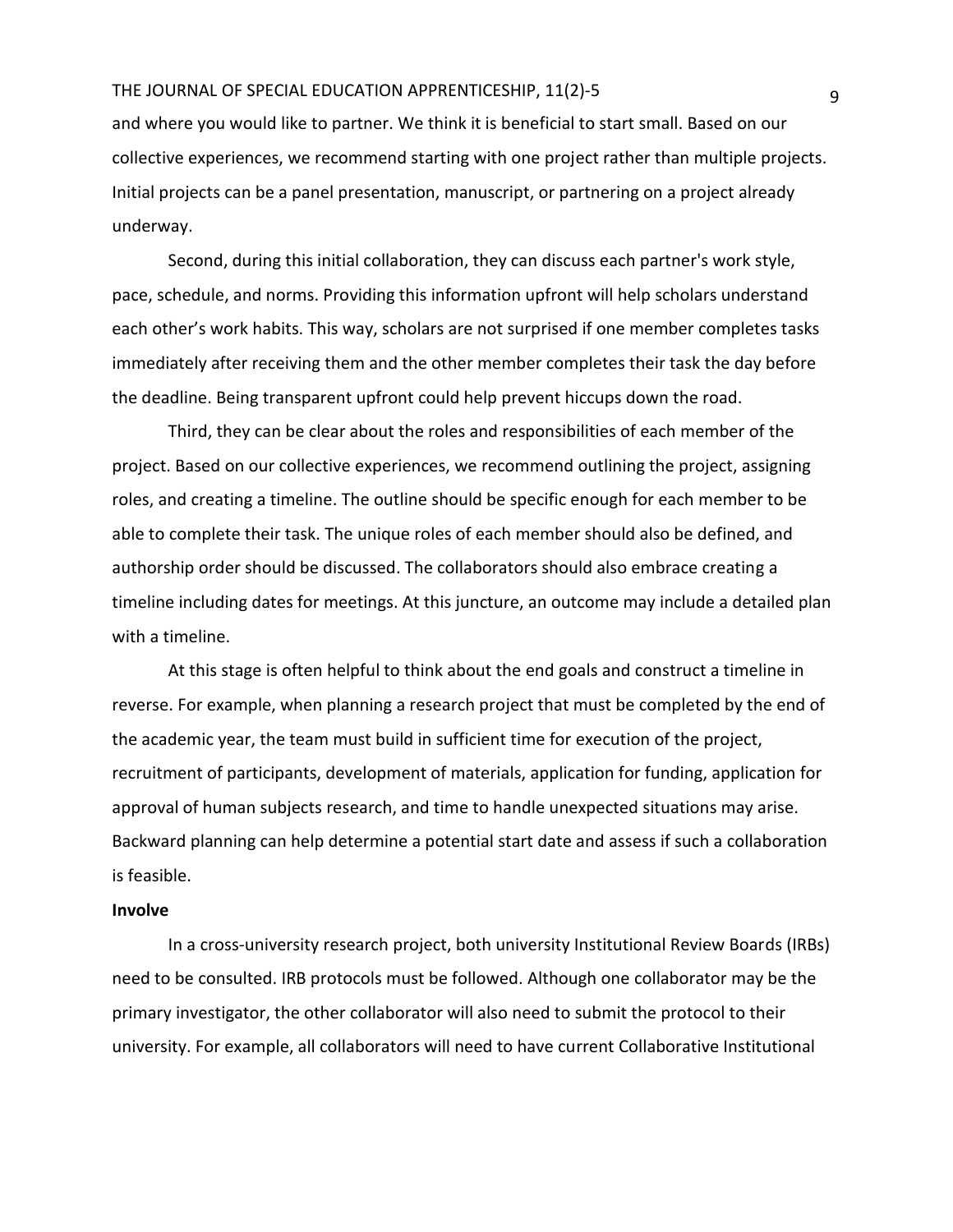and where you would like to partner. We think it is beneficial to start small. Based on our collective experiences, we recommend starting with one project rather than multiple projects. Initial projects can be a panel presentation, manuscript, or partnering on a project already underway.

Second, during this initial collaboration, they can discuss each partner's work style, pace, schedule, and norms. Providing this information upfront will help scholars understand each other's work habits. This way, scholars are not surprised if one member completes tasks immediately after receiving them and the other member completes their task the day before the deadline. Being transparent upfront could help prevent hiccups down the road.

Third, they can be clear about the roles and responsibilities of each member of the project. Based on our collective experiences, we recommend outlining the project, assigning roles, and creating a timeline. The outline should be specific enough for each member to be able to complete their task. The unique roles of each member should also be defined, and authorship order should be discussed. The collaborators should also embrace creating a timeline including dates for meetings. At this juncture, an outcome may include a detailed plan with a timeline.

At this stage is often helpful to think about the end goals and construct a timeline in reverse. For example, when planning a research project that must be completed by the end of the academic year, the team must build in sufficient time for execution of the project, recruitment of participants, development of materials, application for funding, application for approval of human subjects research, and time to handle unexpected situations may arise. Backward planning can help determine a potential start date and assess if such a collaboration is feasible.

**Involve**

In a cross-university research project, both university Institutional Review Boards (IRBs) need to be consulted. IRB protocols must be followed. Although one collaborator may be the primary investigator, the other collaborator will also need to submit the protocol to their university. For example, all collaborators will need to have current Collaborative Institutional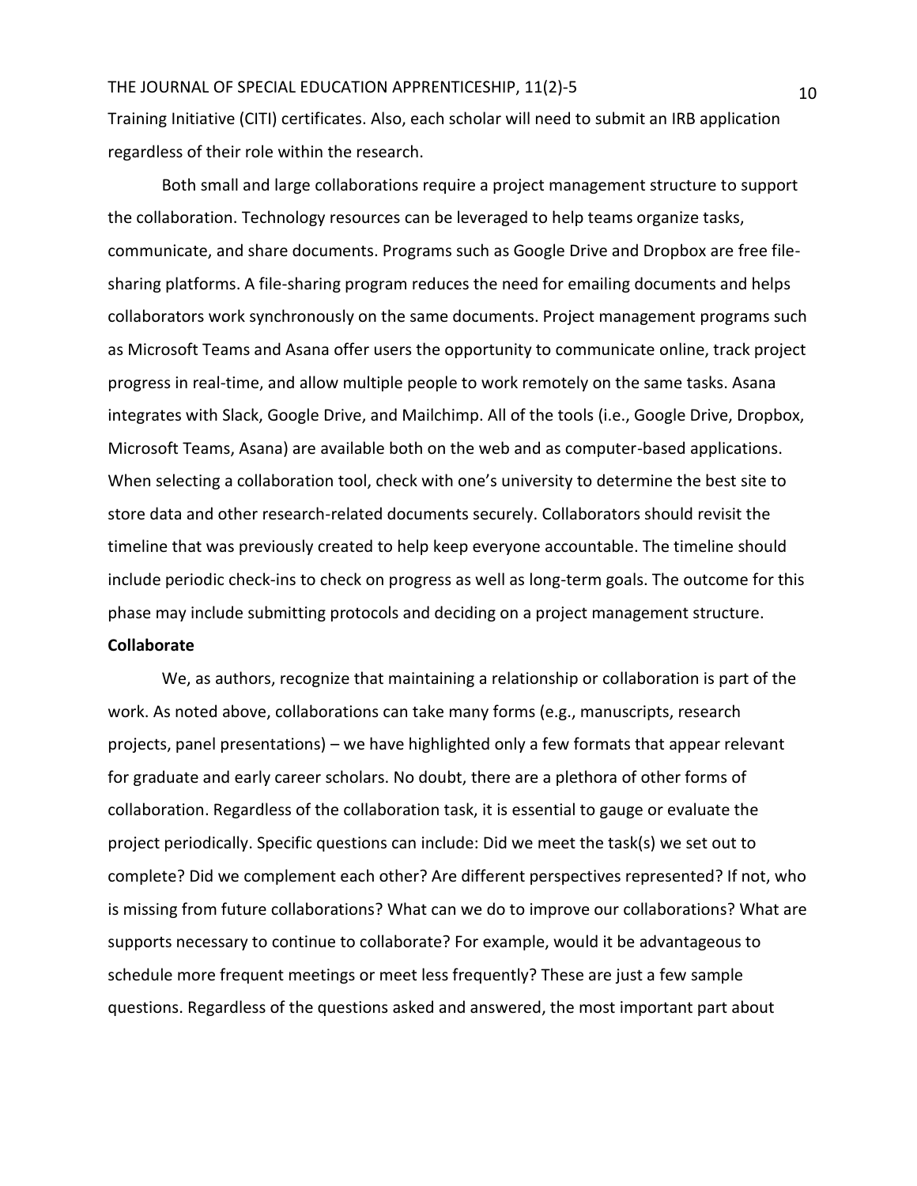Training Initiative (CITI) certificates. Also, each scholar will need to submit an IRB application regardless of their role within the research.

Both small and large collaborations require a project management structure to support the collaboration. Technology resources can be leveraged to help teams organize tasks, communicate, and share documents. Programs such as Google Drive and Dropbox are free file-sharing platforms. A file-sharing program reduces the need for emailing documents and helps collaborators work synchronously on the same documents. Project management programs such as Microsoft Teams and Asana offer users the opportunity to communicate online, track project progress in real-time, and allow multiple people to work remotely on the same tasks. Asana integrates with Slack, Google Drive, and Mailchimp. All of the tools (i.e., Google Drive, Dropbox, Microsoft Teams, Asana) are available both on the web and as computer-based applications. When selecting a collaboration tool, check with one's university to determine the best site to store data and other research-related documents securely. Collaborators should revisit the timeline that was previously created to help keep everyone accountable. The timeline should include periodic check-ins to check on progress as well as long-term goals. The outcome for this phase may include submitting protocols and deciding on a project management structure.

**Collaborate**

We, as authors, recognize that maintaining a relationship or collaboration is part of the work. As noted above, collaborations can take many forms (e.g., manuscripts, research projects, panel presentations) – we have highlighted only a few formats that appear relevant for graduate and early career scholars. No doubt, there are a plethora of other forms of collaboration. Regardless of the collaboration task, it is essential to gauge or evaluate the project periodically. Specific questions can include: Did we meet the task(s) we set out to complete? Did we complement each other? Are different perspectives represented? If not, who is missing from future collaborations? What can we do to improve our collaborations? What are supports necessary to continue to collaborate? For example, would it be advantageous to schedule more frequent meetings or meet less frequently? These are just a few sample questions. Regardless of the questions asked and answered, the most important part about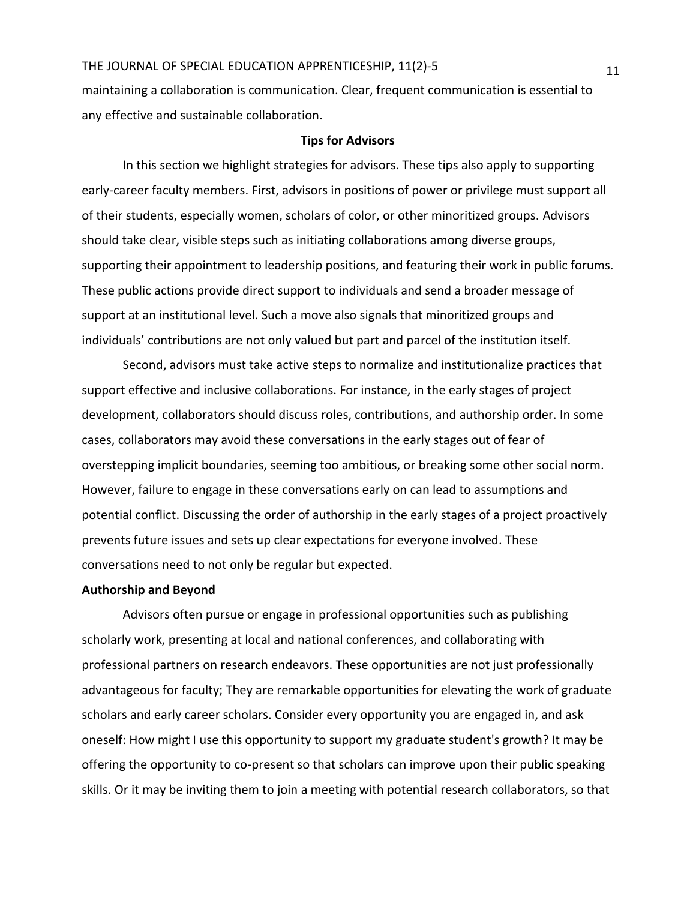maintaining a collaboration is communication. Clear, frequent communication is essential to any effective and sustainable collaboration.

## Tips for Advisors

In this section we highlight strategies for advisors. These tips also apply to supporting early-career faculty members. First, advisors in positions of power or privilege must support all of their students, especially women, scholars of color, or other minoritized groups. Advisors should take clear, visible steps such as initiating collaborations among diverse groups, supporting their appointment to leadership positions, and featuring their work in public forums. These public actions provide direct support to individuals and send a broader message of support at an institutional level. Such a move also signals that minoritized groups and individuals' contributions are not only valued but part and parcel of the institution itself.

Second, advisors must take active steps to normalize and institutionalize practices that support effective and inclusive collaborations. For instance, in the early stages of project development, collaborators should discuss roles, contributions, and authorship order. In some cases, collaborators may avoid these conversations in the early stages out of fear of overstepping implicit boundaries, seeming too ambitious, or breaking some other social norm. However, failure to engage in these conversations early on can lead to assumptions and potential conflict. Discussing the order of authorship in the early stages of a project proactively prevents future issues and sets up clear expectations for everyone involved. These conversations need to not only be regular but expected.

### Authorship and Beyond

Advisors often pursue or engage in professional opportunities such as publishing scholarly work, presenting at local and national conferences, and collaborating with professional partners on research endeavors. These opportunities are not just professionally advantageous for faculty; They are remarkable opportunities for elevating the work of graduate scholars and early career scholars. Consider every opportunity you are engaged in, and ask oneself: How might I use this opportunity to support my graduate student's growth? It may be offering the opportunity to co-present so that scholars can improve upon their public speaking skills. Or it may be inviting them to join a meeting with potential research collaborators, so that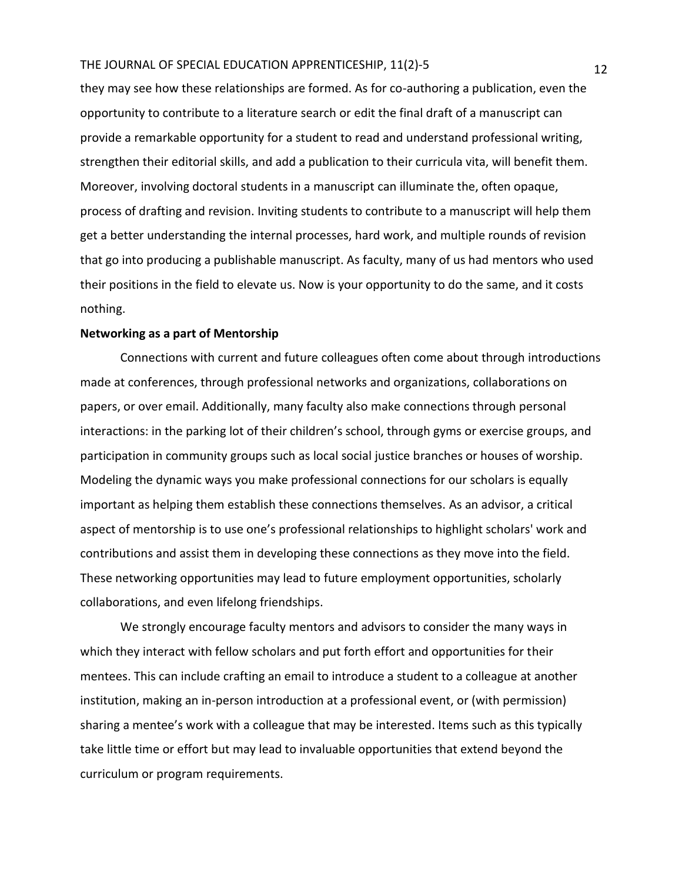they may see how these relationships are formed. As for co-authoring a publication, even the opportunity to contribute to a literature search or edit the final draft of a manuscript can provide a remarkable opportunity for a student to read and understand professional writing, strengthen their editorial skills, and add a publication to their curricula vita, will benefit them. Moreover, involving doctoral students in a manuscript can illuminate the, often opaque, process of drafting and revision. Inviting students to contribute to a manuscript will help them get a better understanding the internal processes, hard work, and multiple rounds of revision that go into producing a publishable manuscript. As faculty, many of us had mentors who used their positions in the field to elevate us. Now is your opportunity to do the same, and it costs nothing.

**Networking as a part of Mentorship**

Connections with current and future colleagues often come about through introductions made at conferences, through professional networks and organizations, collaborations on papers, or over email. Additionally, many faculty also make connections through personal interactions: in the parking lot of their children's school, through gyms or exercise groups, and participation in community groups such as local social justice branches or houses of worship. Modeling the dynamic ways you make professional connections for our scholars is equally important as helping them establish these connections themselves. As an advisor, a critical aspect of mentorship is to use one's professional relationships to highlight scholars' work and contributions and assist them in developing these connections as they move into the field. These networking opportunities may lead to future employment opportunities, scholarly collaborations, and even lifelong friendships.

We strongly encourage faculty mentors and advisors to consider the many ways in which they interact with fellow scholars and put forth effort and opportunities for their mentees. This can include crafting an email to introduce a student to a colleague at another institution, making an in-person introduction at a professional event, or (with permission) sharing a mentee's work with a colleague that may be interested. Items such as this typically take little time or effort but may lead to invaluable opportunities that extend beyond the curriculum or program requirements.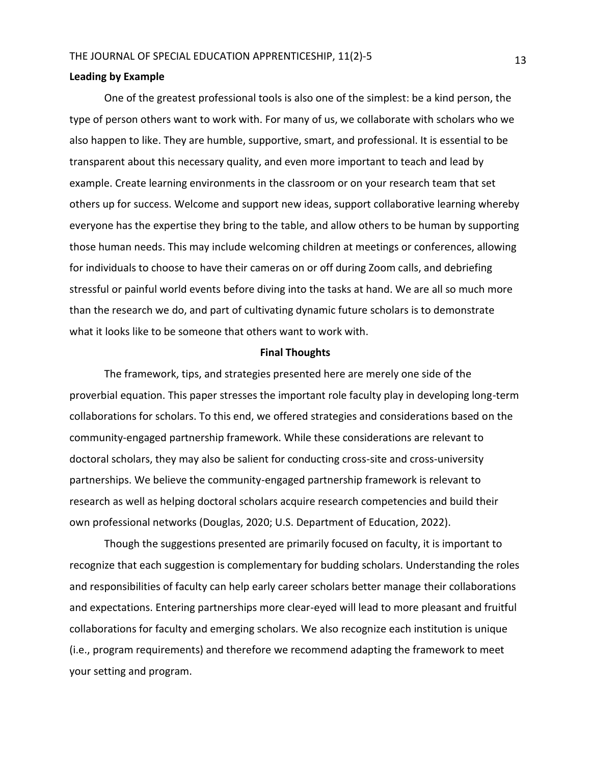### Leading by Example

One of the greatest professional tools is also one of the simplest: be a kind person, the type of person others want to work with. For many of us, we collaborate with scholars who we also happen to like. They are humble, supportive, smart, and professional. It is essential to be transparent about this necessary quality, and even more important to teach and lead by example. Create learning environments in the classroom or on your research team that set others up for success. Welcome and support new ideas, support collaborative learning whereby everyone has the expertise they bring to the table, and allow others to be human by supporting those human needs. This may include welcoming children at meetings or conferences, allowing for individuals to choose to have their cameras on or off during Zoom calls, and debriefing stressful or painful world events before diving into the tasks at hand. We are all so much more than the research we do, and part of cultivating dynamic future scholars is to demonstrate what it looks like to be someone that others want to work with.

## Final Thoughts

The framework, tips, and strategies presented here are merely one side of the proverbial equation. This paper stresses the important role faculty play in developing long-term collaborations for scholars. To this end, we offered strategies and considerations based on the community-engaged partnership framework. While these considerations are relevant to doctoral scholars, they may also be salient for conducting cross-site and cross-university partnerships. We believe the community-engaged partnership framework is relevant to research as well as helping doctoral scholars acquire research competencies and build their own professional networks (Douglas, 2020; U.S. Department of Education, 2022).

Though the suggestions presented are primarily focused on faculty, it is important to recognize that each suggestion is complementary for budding scholars. Understanding the roles and responsibilities of faculty can help early career scholars better manage their collaborations and expectations. Entering partnerships more clear-eyed will lead to more pleasant and fruitful collaborations for faculty and emerging scholars. We also recognize each institution is unique (i.e., program requirements) and therefore we recommend adapting the framework to meet your setting and program.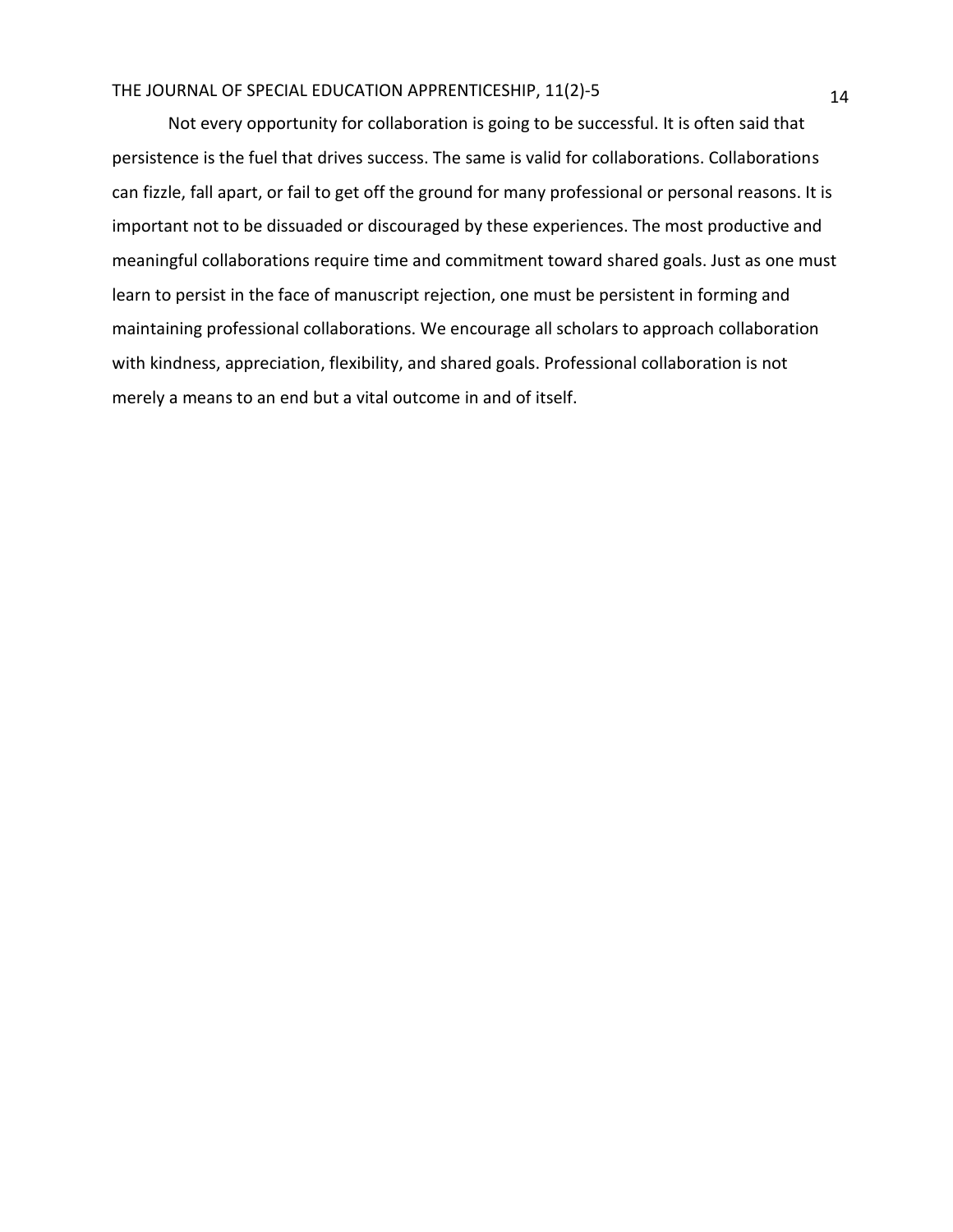Not every opportunity for collaboration is going to be successful. It is often said that persistence is the fuel that drives success. The same is valid for collaborations. Collaborations can fizzle, fall apart, or fail to get off the ground for many professional or personal reasons. It is important not to be dissuaded or discouraged by these experiences. The most productive and meaningful collaborations require time and commitment toward shared goals. Just as one must learn to persist in the face of manuscript rejection, one must be persistent in forming and maintaining professional collaborations. We encourage all scholars to approach collaboration with kindness, appreciation, flexibility, and shared goals. Professional collaboration is not merely a means to an end but a vital outcome in and of itself.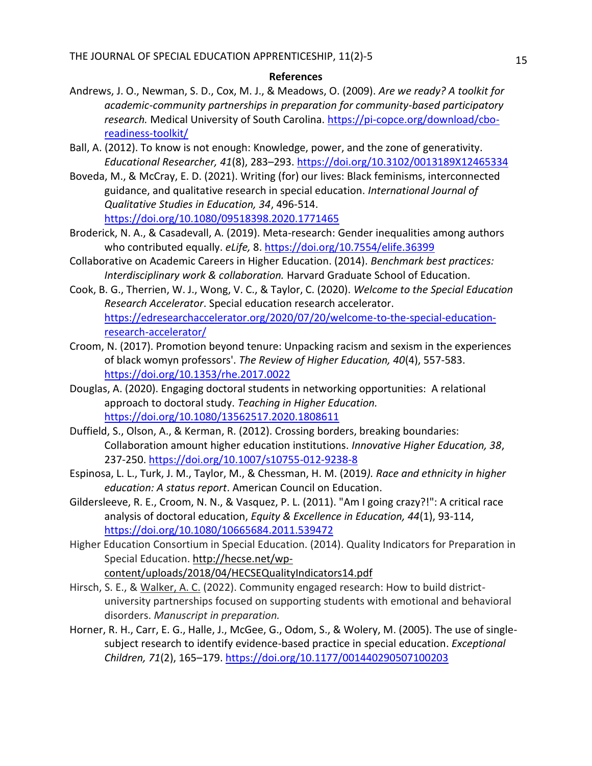**References**

Andrews, J. O., Newman, S. D., Cox, M. J., & Meadows, O. (2009). *Are we ready? A toolkit for academic-community partnerships in preparation for community-based participatory research.* Medical University of South Carolina. https://pi-copce.org/download/cbo-readiness-toolkit/

Ball, A. (2012). To know is not enough: Knowledge, power, and the zone of generativity. *Educational Researcher, 41*(8), 283–293. https://doi.org/10.3102/0013189X12465334

Boveda, M., & McCray, E. D. (2021). Writing (for) our lives: Black feminisms, interconnected guidance, and qualitative research in special education. *International Journal of Qualitative Studies in Education, 34*, 496-514. https://doi.org/10.1080/09518398.2020.1771465

Broderick, N. A., & Casadevall, A. (2019). Meta-research: Gender inequalities among authors who contributed equally. *eLife,* 8. https://doi.org/10.7554/elife.36399

Collaborative on Academic Careers in Higher Education. (2014). *Benchmark best practices: Interdisciplinary work & collaboration.* Harvard Graduate School of Education.

Cook, B. G., Therrien, W. J., Wong, V. C., & Taylor, C. (2020). *Welcome to the Special Education Research Accelerator*. Special education research accelerator. https://edresearchaccelerator.org/2020/07/20/welcome-to-the-special-education-research-accelerator/

Croom, N. (2017). Promotion beyond tenure: Unpacking racism and sexism in the experiences of black womyn professors'. *The Review of Higher Education, 40*(4), 557-583. https://doi.org/10.1353/rhe.2017.0022

Douglas, A. (2020). Engaging doctoral students in networking opportunities: A relational approach to doctoral study. *Teaching in Higher Education.* https://doi.org/10.1080/13562517.2020.1808611

Duffield, S., Olson, A., & Kerman, R. (2012). Crossing borders, breaking boundaries: Collaboration amount higher education institutions. *Innovative Higher Education, 38*, 237-250. https://doi.org/10.1007/s10755-012-9238-8

Espinosa, L. L., Turk, J. M., Taylor, M., & Chessman, H. M. (2019*). Race and ethnicity in higher education: A status report*. American Council on Education.

Gildersleeve, R. E., Croom, N. N., & Vasquez, P. L. (2011). "Am I going crazy?!": A critical race analysis of doctoral education, *Equity & Excellence in Education, 44*(1), 93-114, https://doi.org/10.1080/10665684.2011.539472

Higher Education Consortium in Special Education. (2014). Quality Indicators for Preparation in Special Education. http://hecse.net/wp-content/uploads/2018/04/HECSEQualityIndicators14.pdf

Hirsch, S. E., & Walker, A. C. (2022). Community engaged research: How to build district-university partnerships focused on supporting students with emotional and behavioral disorders. *Manuscript in preparation.*

Horner, R. H., Carr, E. G., Halle, J., McGee, G., Odom, S., & Wolery, M. (2005). The use of single-subject research to identify evidence-based practice in special education. *Exceptional Children, 71*(2), 165–179. https://doi.org/10.1177/001440290507100203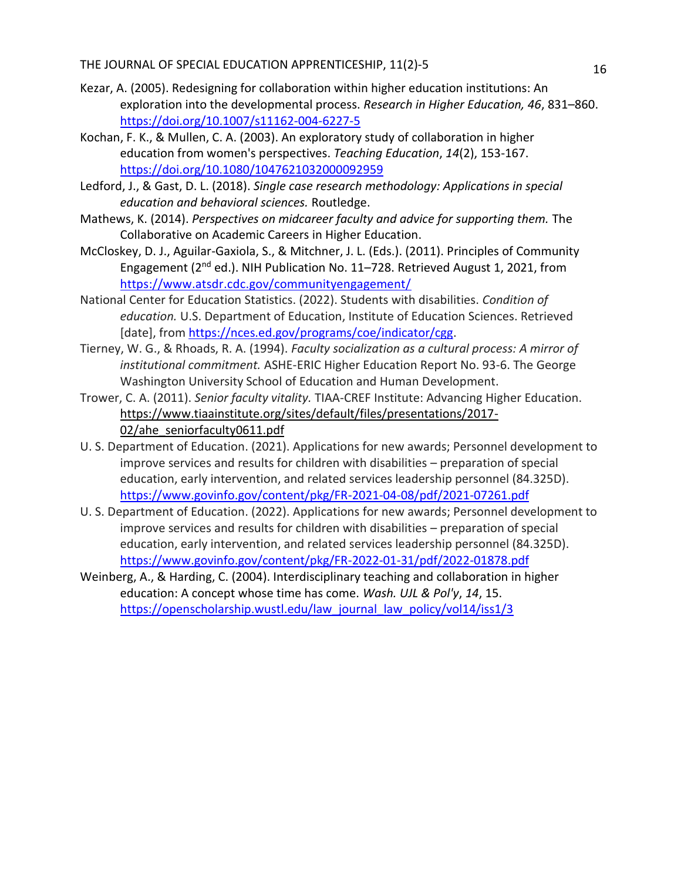Kezar, A. (2005). Redesigning for collaboration within higher education institutions: An exploration into the developmental process. *Research in Higher Education, 46*, 831–860. https://doi.org/10.1007/s11162-004-6227-5

Kochan, F. K., & Mullen, C. A. (2003). An exploratory study of collaboration in higher education from women's perspectives. *Teaching Education*, *14*(2), 153-167. https://doi.org/10.1080/1047621032000092959

Ledford, J., & Gast, D. L. (2018). *Single case research methodology: Applications in special education and behavioral sciences.* Routledge.

Mathews, K. (2014). *Perspectives on midcareer faculty and advice for supporting them.* The Collaborative on Academic Careers in Higher Education.

McCloskey, D. J., Aguilar-Gaxiola, S., & Mitchner, J. L. (Eds.). (2011). Principles of Community Engagement (2nd ed.). NIH Publication No. 11–728. Retrieved August 1, 2021, from https://www.atsdr.cdc.gov/communityengagement/

National Center for Education Statistics. (2022). Students with disabilities. *Condition of education.* U.S. Department of Education, Institute of Education Sciences. Retrieved [date], from https://nces.ed.gov/programs/coe/indicator/cgg.

Tierney, W. G., & Rhoads, R. A. (1994). *Faculty socialization as a cultural process: A mirror of institutional commitment.* ASHE-ERIC Higher Education Report No. 93-6. The George Washington University School of Education and Human Development.

Trower, C. A. (2011). *Senior faculty vitality.* TIAA-CREF Institute: Advancing Higher Education. https://www.tiaainstitute.org/sites/default/files/presentations/2017-02/ahe_seniorfaculty0611.pdf

U. S. Department of Education. (2021). Applications for new awards; Personnel development to improve services and results for children with disabilities – preparation of special education, early intervention, and related services leadership personnel (84.325D). https://www.govinfo.gov/content/pkg/FR-2021-04-08/pdf/2021-07261.pdf

U. S. Department of Education. (2022). Applications for new awards; Personnel development to improve services and results for children with disabilities – preparation of special education, early intervention, and related services leadership personnel (84.325D). https://www.govinfo.gov/content/pkg/FR-2022-01-31/pdf/2022-01878.pdf

Weinberg, A., & Harding, C. (2004). Interdisciplinary teaching and collaboration in higher education: A concept whose time has come. *Wash. UJL & Pol'y*, *14*, 15. https://openscholarship.wustl.edu/law_journal_law_policy/vol14/iss1/3